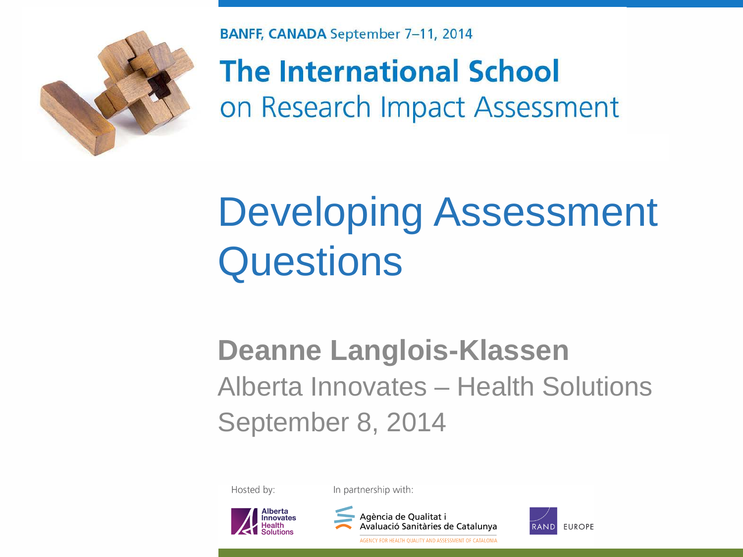**BANFF, CANADA** September 7–11, 2014

**The International School**
on Research Impact Assessment

# Developing Assessment Questions

**Deanne Langlois-Klassen**
Alberta Innovates – Health Solutions
September 8, 2014

Hosted by: Alberta Innovates Health Solutions

In partnership with: Agència de Qualitat i Avaluació Sanitàries de Catalunya — AGENCY FOR HEALTH QUALITY AND ASSESSMENT OF CATALONIA; RAND EUROPE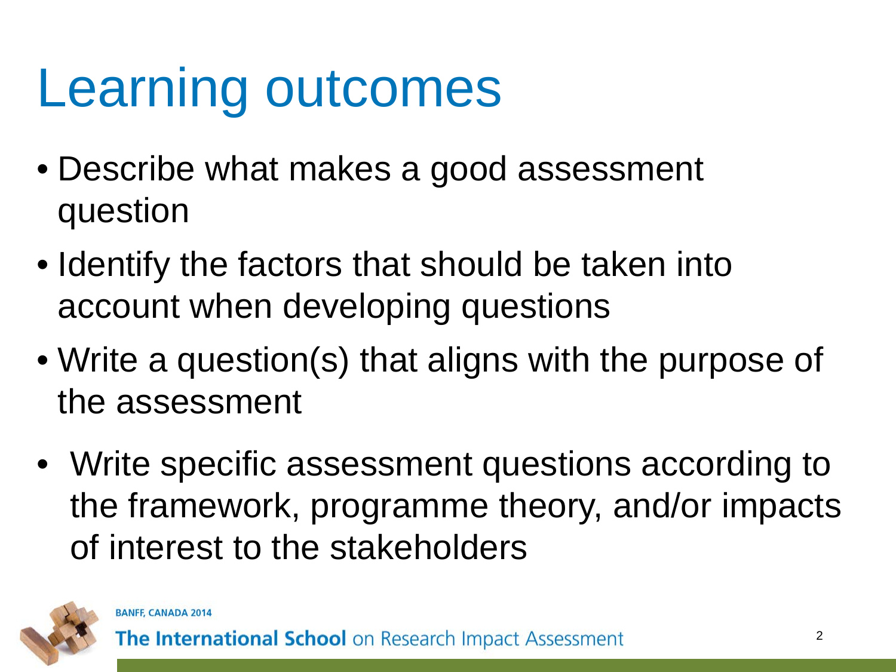# Learning outcomes

- Describe what makes a good assessment question
- Identify the factors that should be taken into account when developing questions
- Write a question(s) that aligns with the purpose of the assessment
- Write specific assessment questions according to the framework, programme theory, and/or impacts of interest to the stakeholders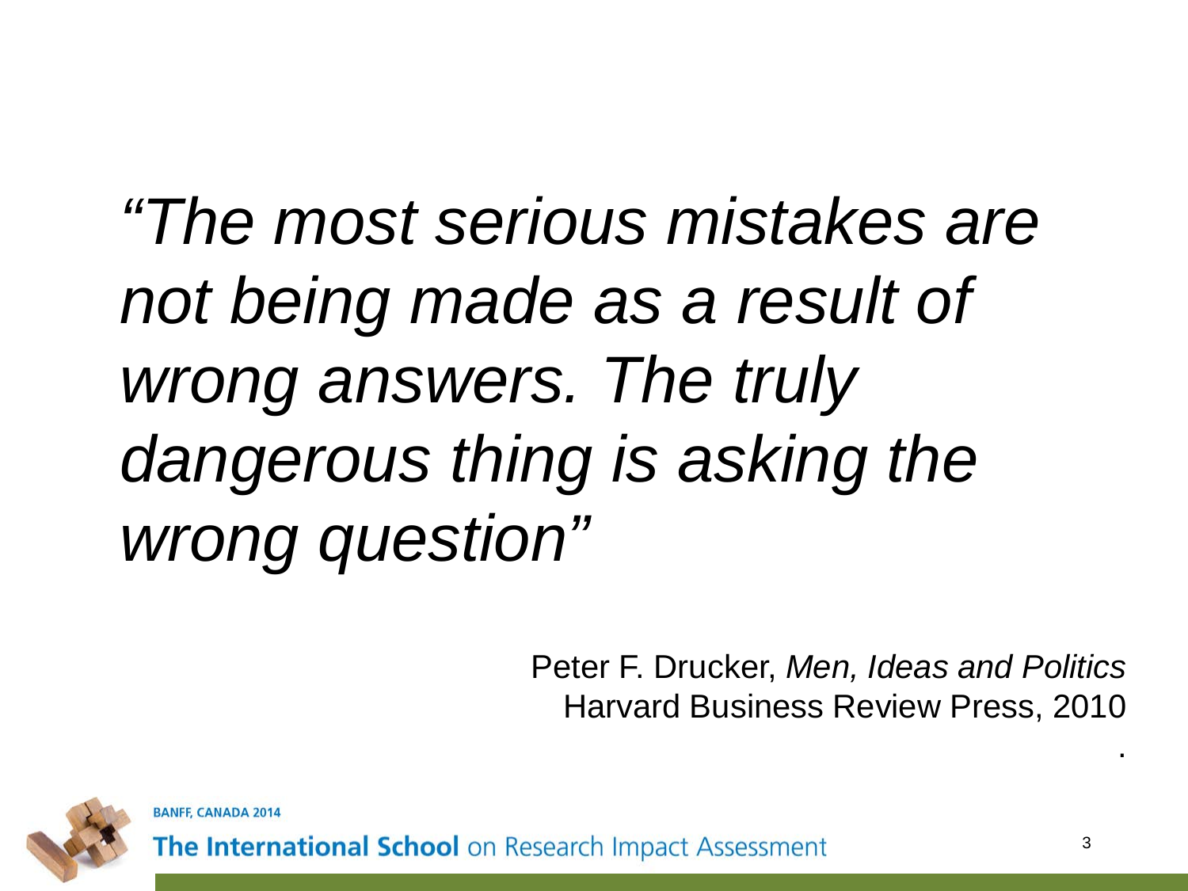*"The most serious mistakes are not being made as a result of wrong answers. The truly dangerous thing is asking the wrong question"*

Peter F. Drucker, *Men, Ideas and Politics*
Harvard Business Review Press, 2010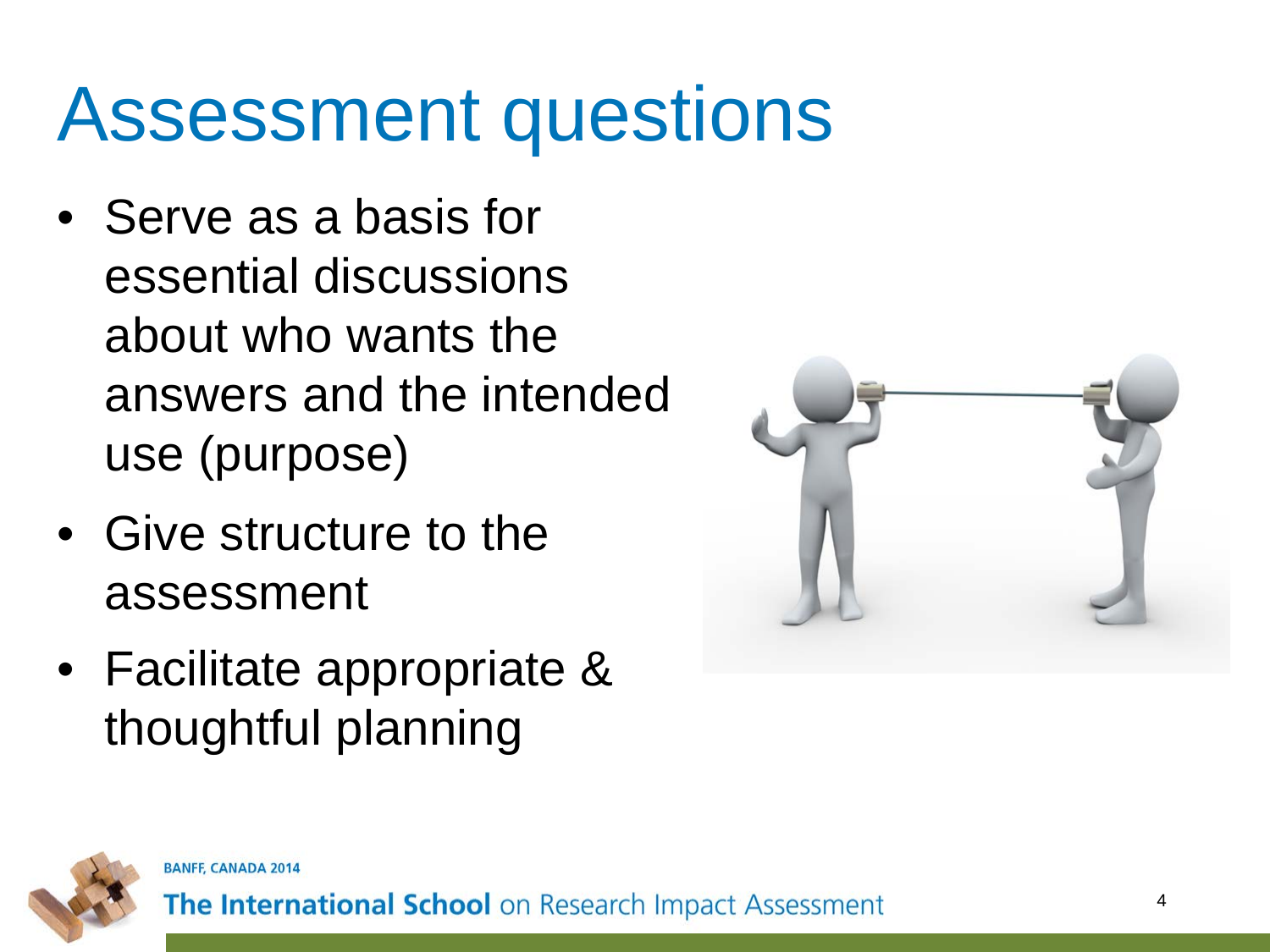# Assessment questions

- Serve as a basis for essential discussions about who wants the answers and the intended use (purpose)
- Give structure to the assessment
- Facilitate appropriate & thoughtful planning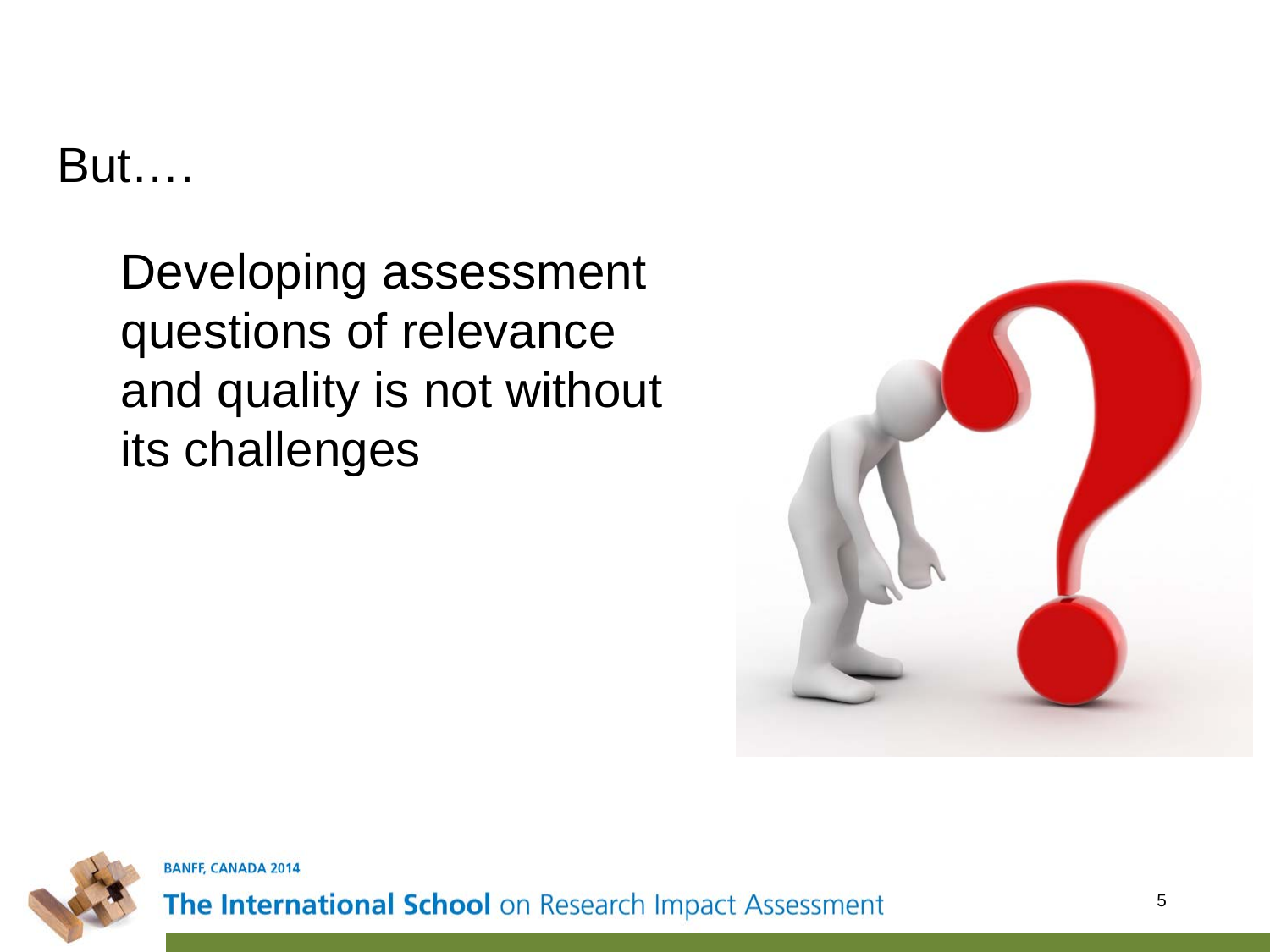But….

Developing assessment questions of relevance and quality is not without its challenges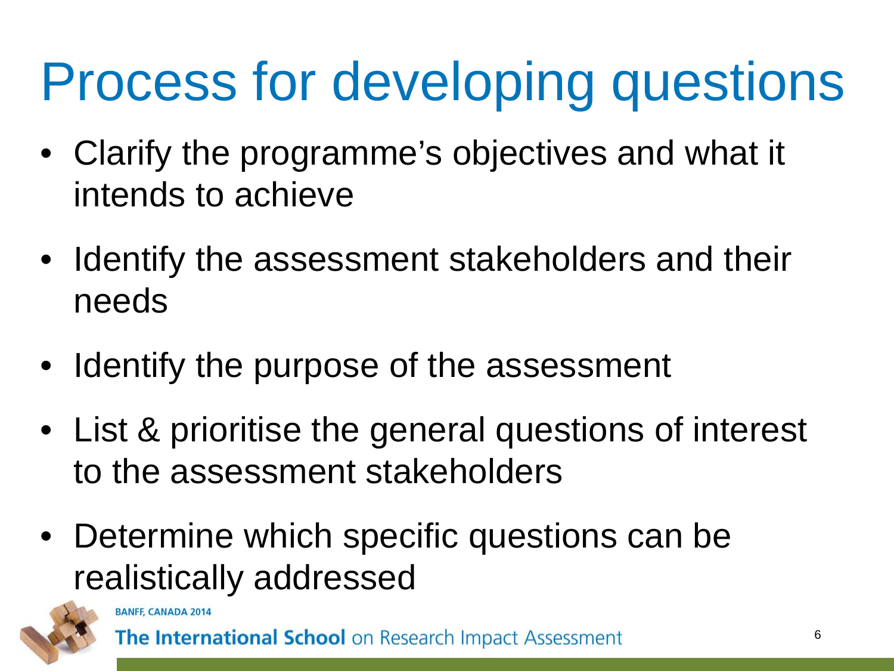# Process for developing questions

- Clarify the programme's objectives and what it intends to achieve
- Identify the assessment stakeholders and their needs
- Identify the purpose of the assessment
- List & prioritise the general questions of interest to the assessment stakeholders
- Determine which specific questions can be realistically addressed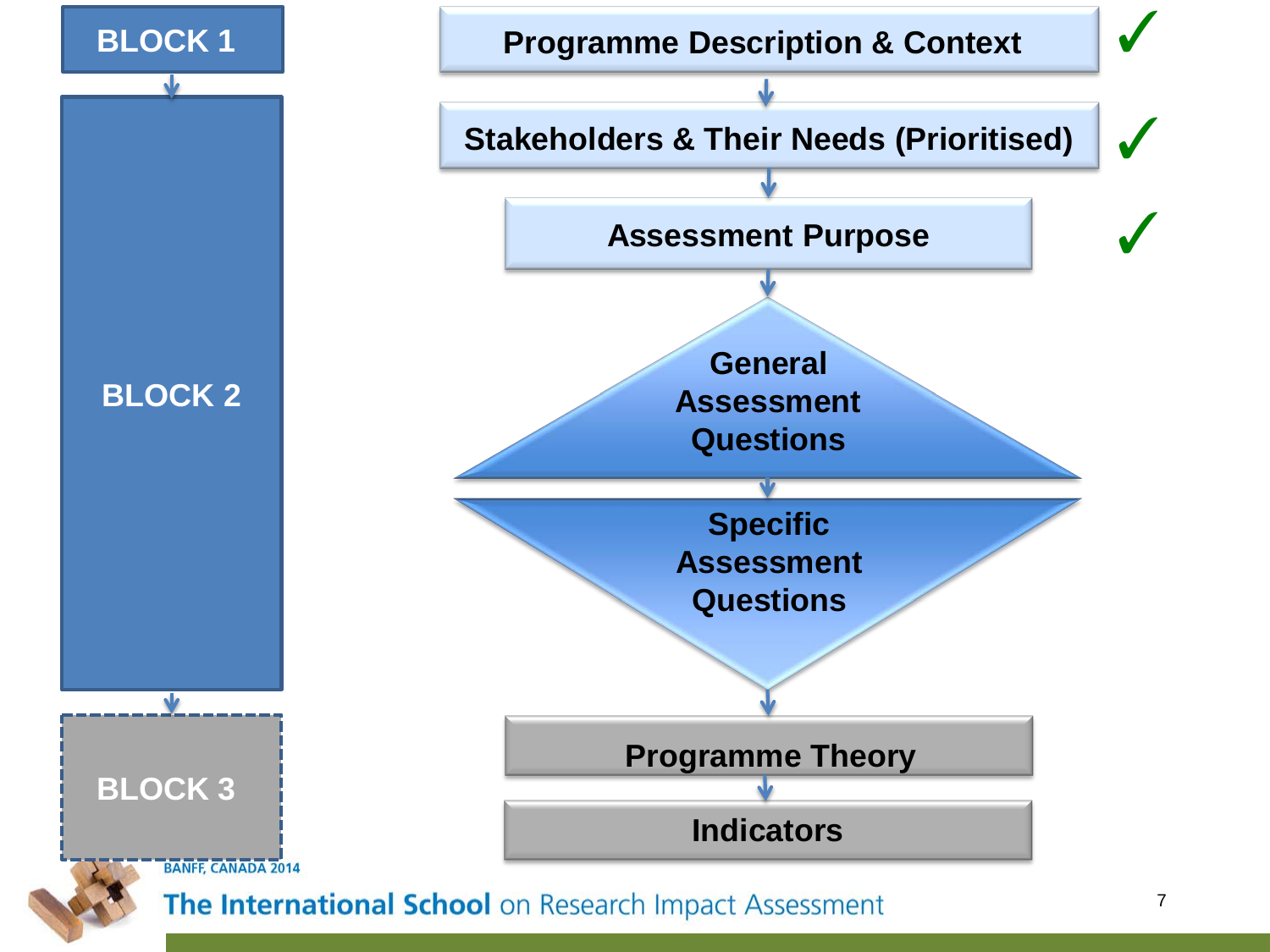BLOCK 1

BLOCK 2

BLOCK 3

- Programme Description & Context ✓
- Stakeholders & Their Needs (Prioritised) ✓
- Assessment Purpose ✓
- General Assessment Questions
- Specific Assessment Questions
- Programme Theory
- Indicators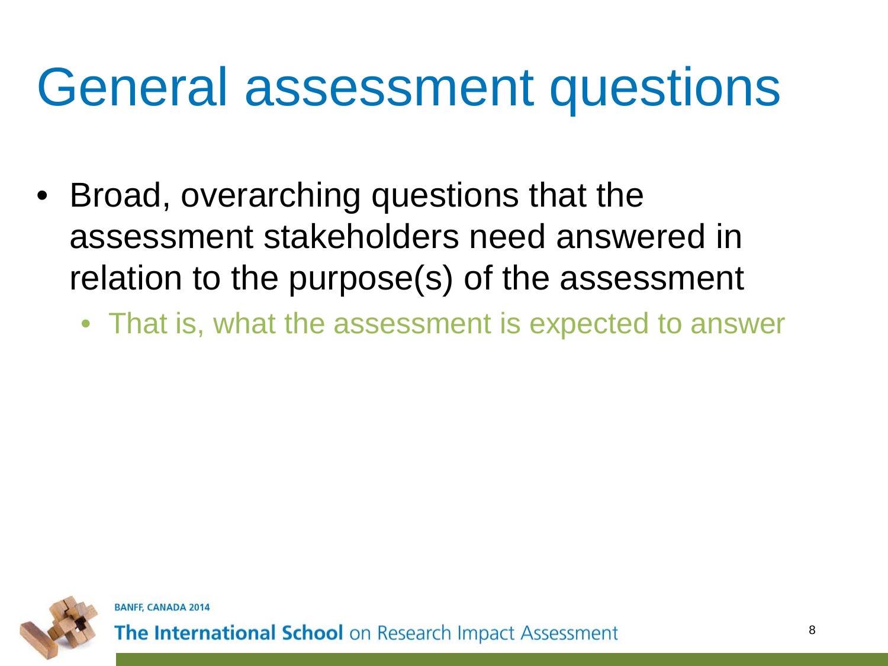# General assessment questions

- Broad, overarching questions that the assessment stakeholders need answered in relation to the purpose(s) of the assessment
  - That is, what the assessment is expected to answer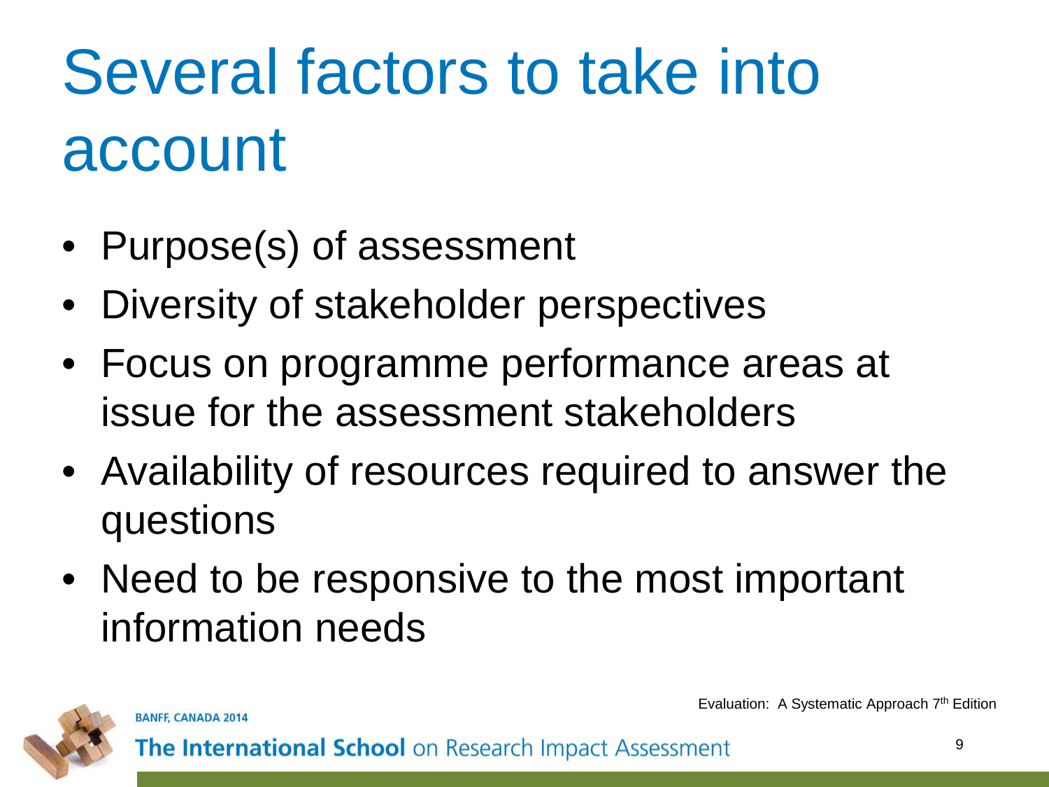# Several factors to take into account

- Purpose(s) of assessment
- Diversity of stakeholder perspectives
- Focus on programme performance areas at issue for the assessment stakeholders
- Availability of resources required to answer the questions
- Need to be responsive to the most important information needs

Evaluation: A Systematic Approach 7th Edition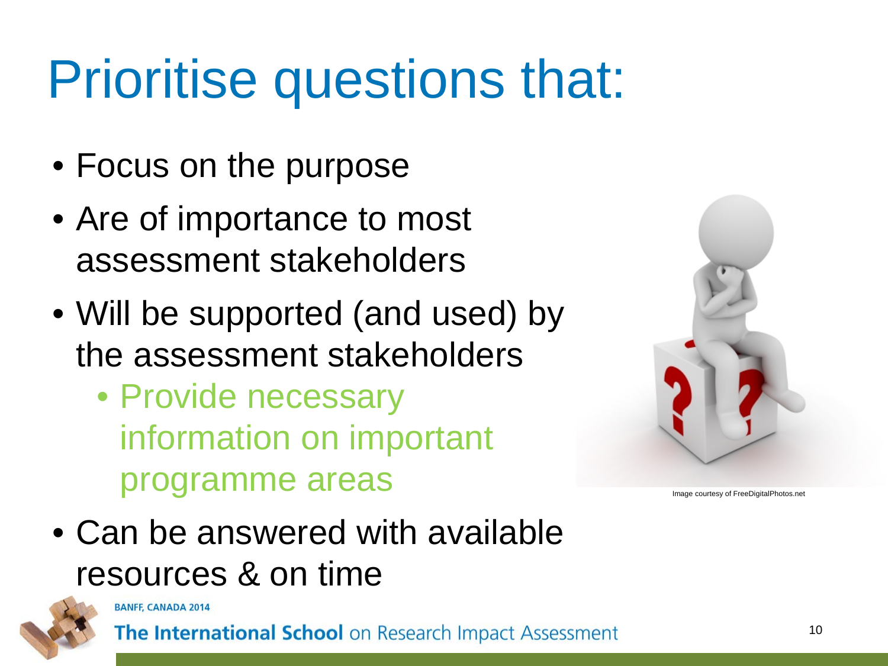# Prioritise questions that:

- Focus on the purpose
- Are of importance to most assessment stakeholders
- Will be supported (and used) by the assessment stakeholders
  - Provide necessary information on important programme areas
- Can be answered with available resources & on time

Image courtesy of FreeDigitalPhotos.net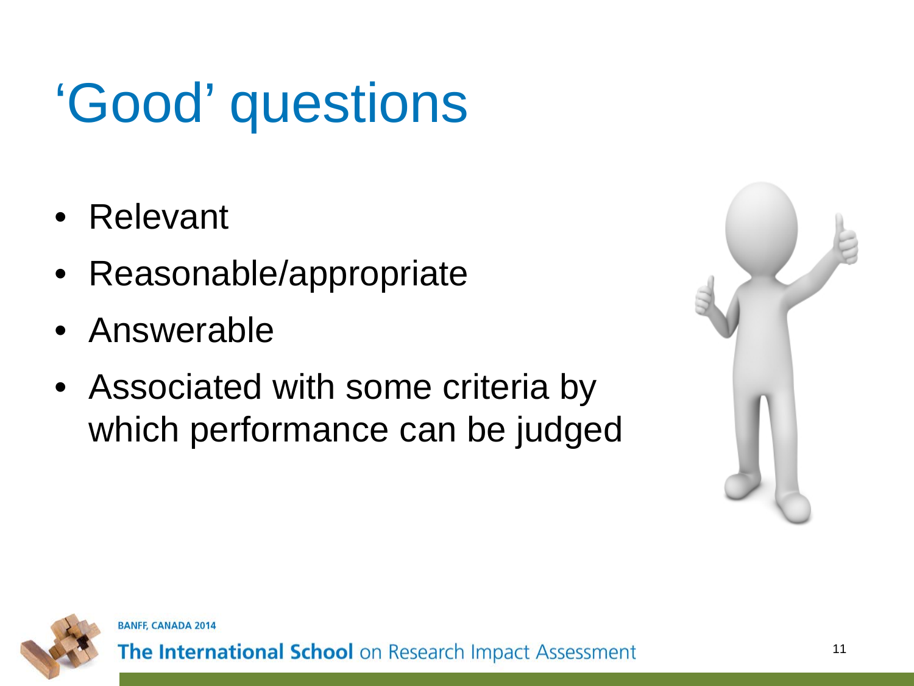# 'Good' questions

- Relevant
- Reasonable/appropriate
- Answerable
- Associated with some criteria by which performance can be judged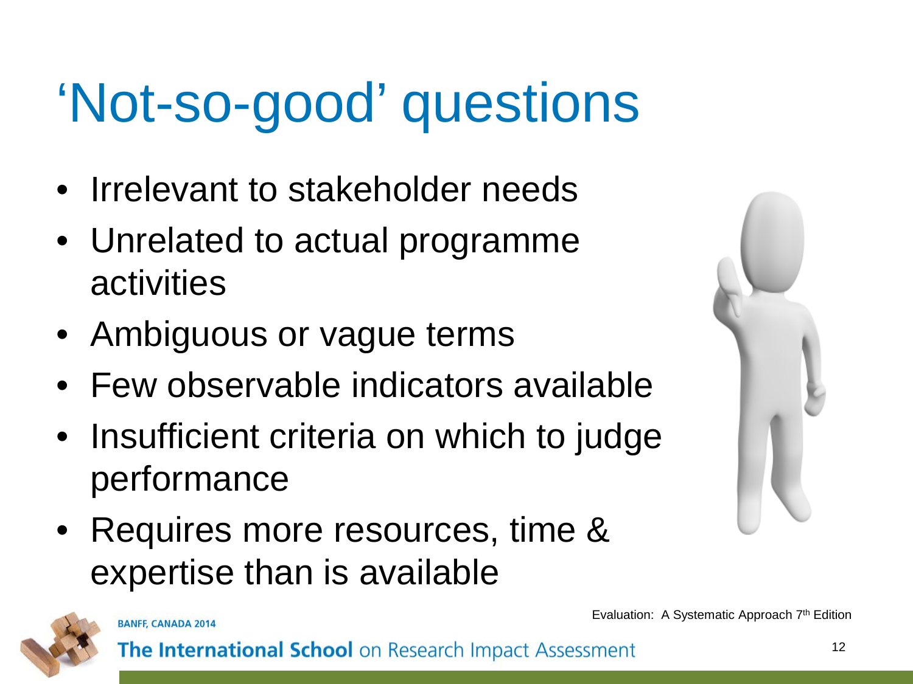# 'Not-so-good' questions

- Irrelevant to stakeholder needs
- Unrelated to actual programme activities
- Ambiguous or vague terms
- Few observable indicators available
- Insufficient criteria on which to judge performance
- Requires more resources, time & expertise than is available

Evaluation: A Systematic Approach 7th Edition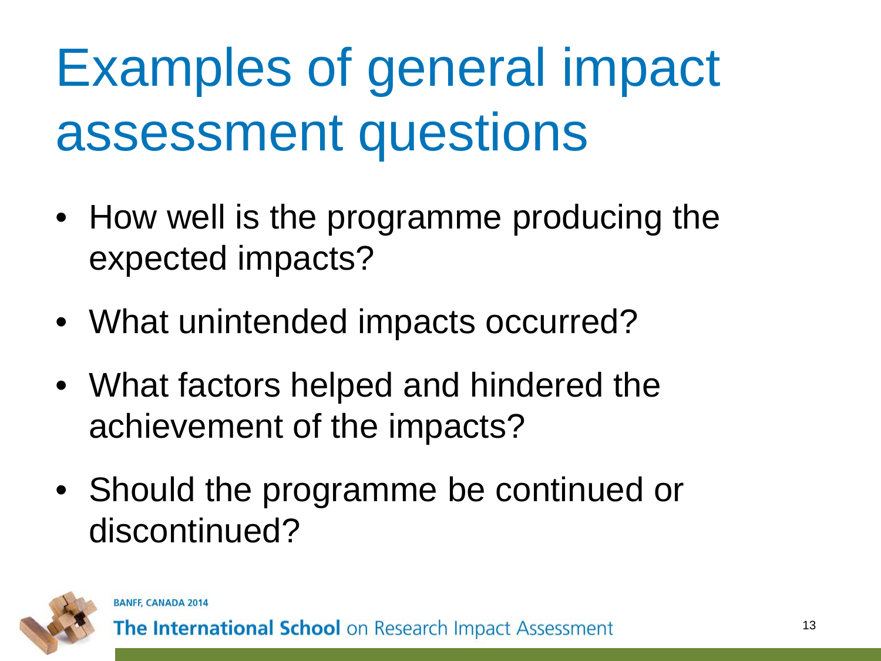# Examples of general impact assessment questions

- How well is the programme producing the expected impacts?
- What unintended impacts occurred?
- What factors helped and hindered the achievement of the impacts?
- Should the programme be continued or discontinued?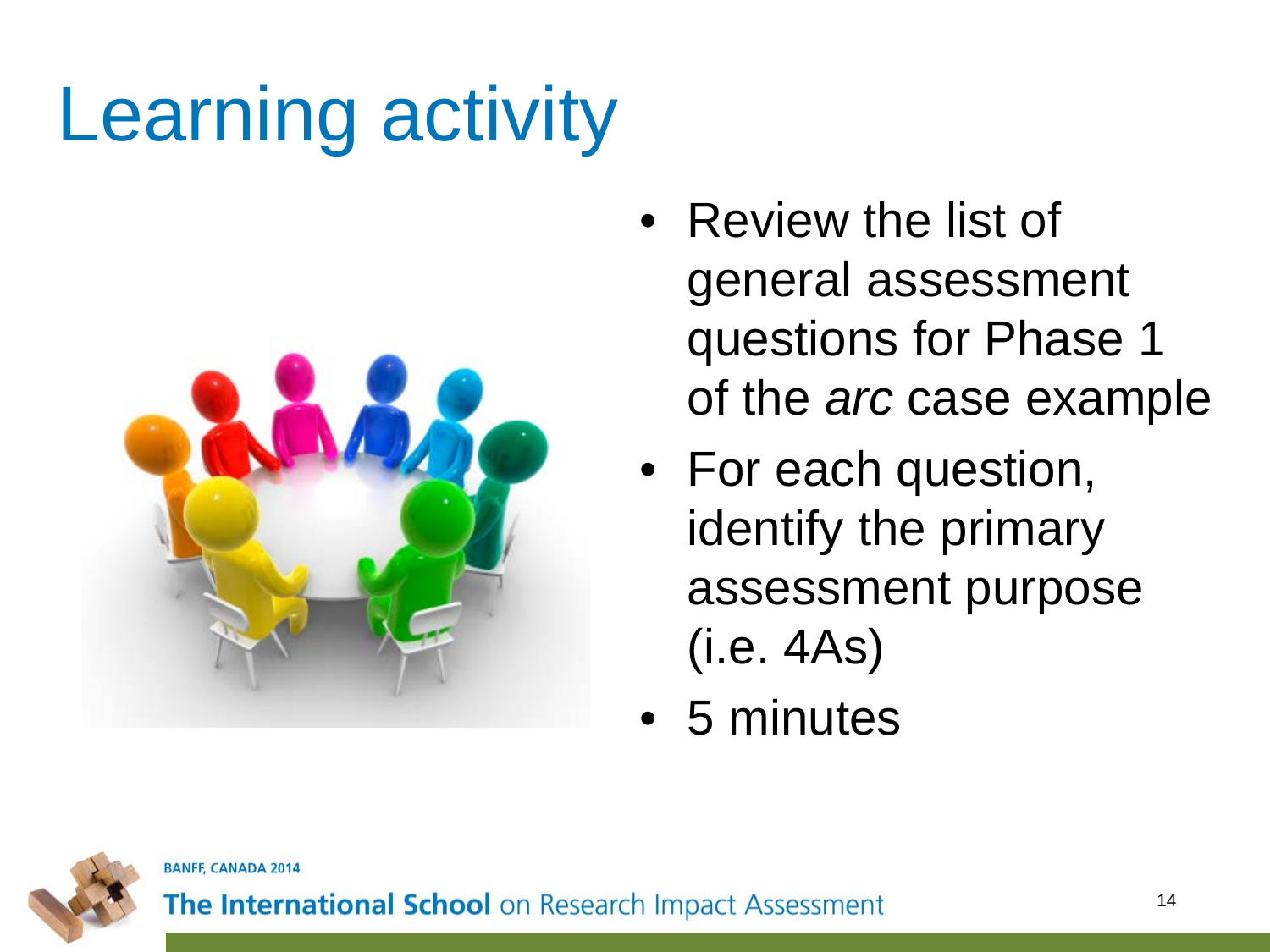# Learning activity

- Review the list of general assessment questions for Phase 1 of the *arc* case example
- For each question, identify the primary assessment purpose (i.e. 4As)
- 5 minutes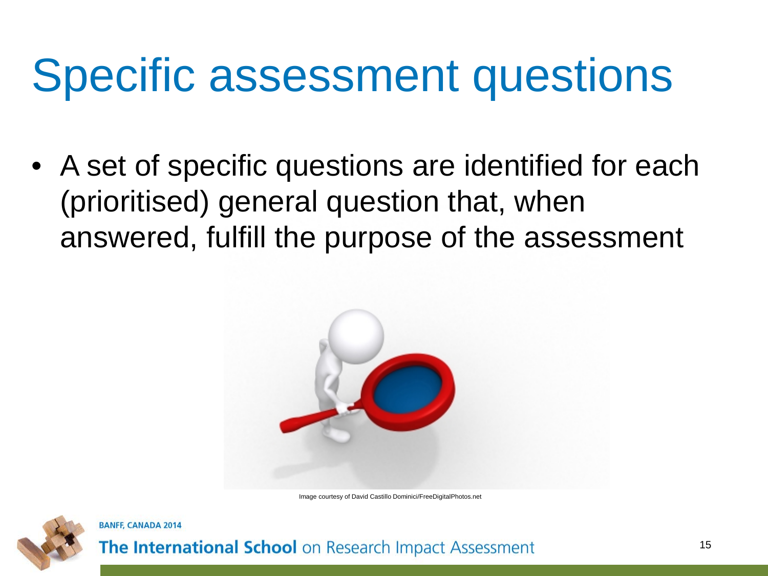# Specific assessment questions

- A set of specific questions are identified for each (prioritised) general question that, when answered, fulfill the purpose of the assessment

Image courtesy of David Castillo Dominici/FreeDigitalPhotos.net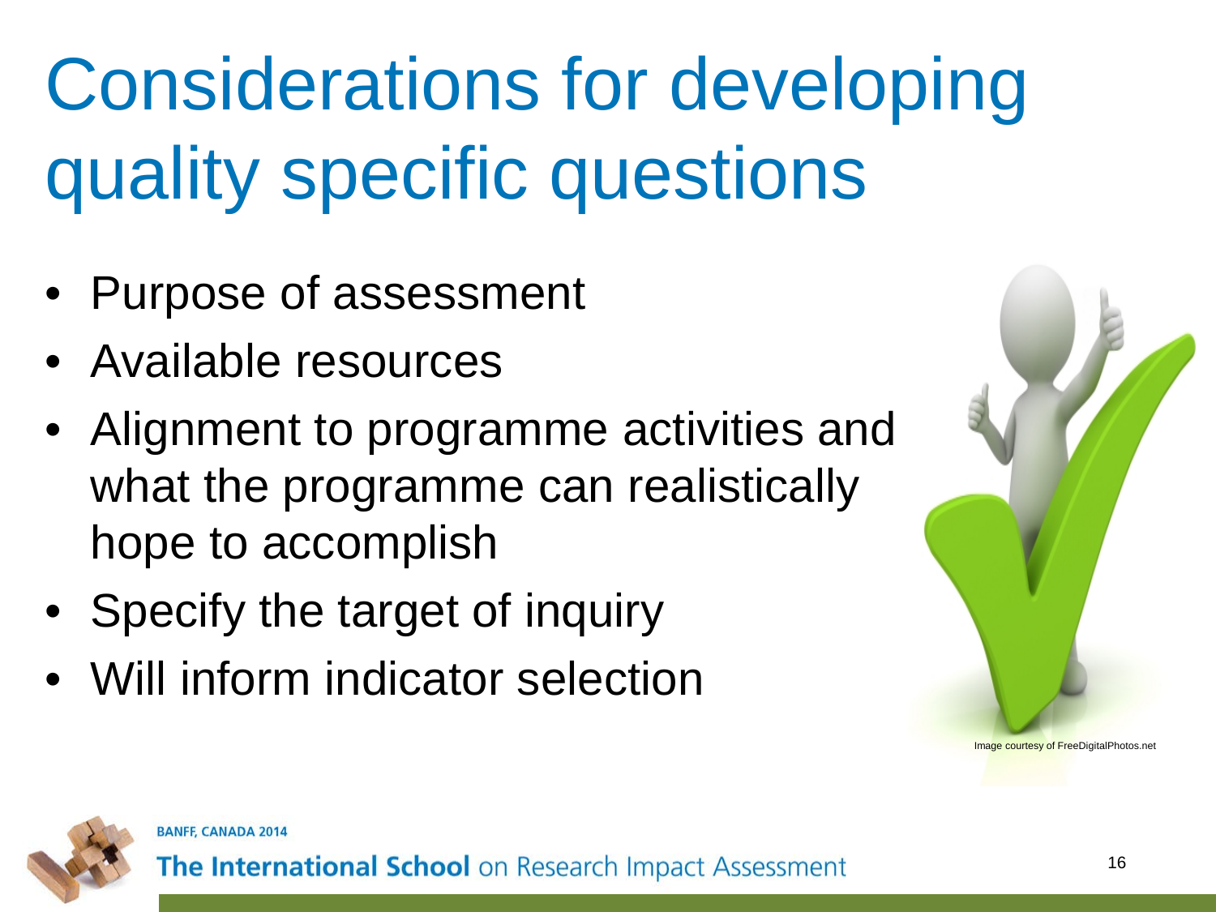# Considerations for developing quality specific questions

- Purpose of assessment
- Available resources
- Alignment to programme activities and what the programme can realistically hope to accomplish
- Specify the target of inquiry
- Will inform indicator selection

Image courtesy of FreeDigitalPhotos.net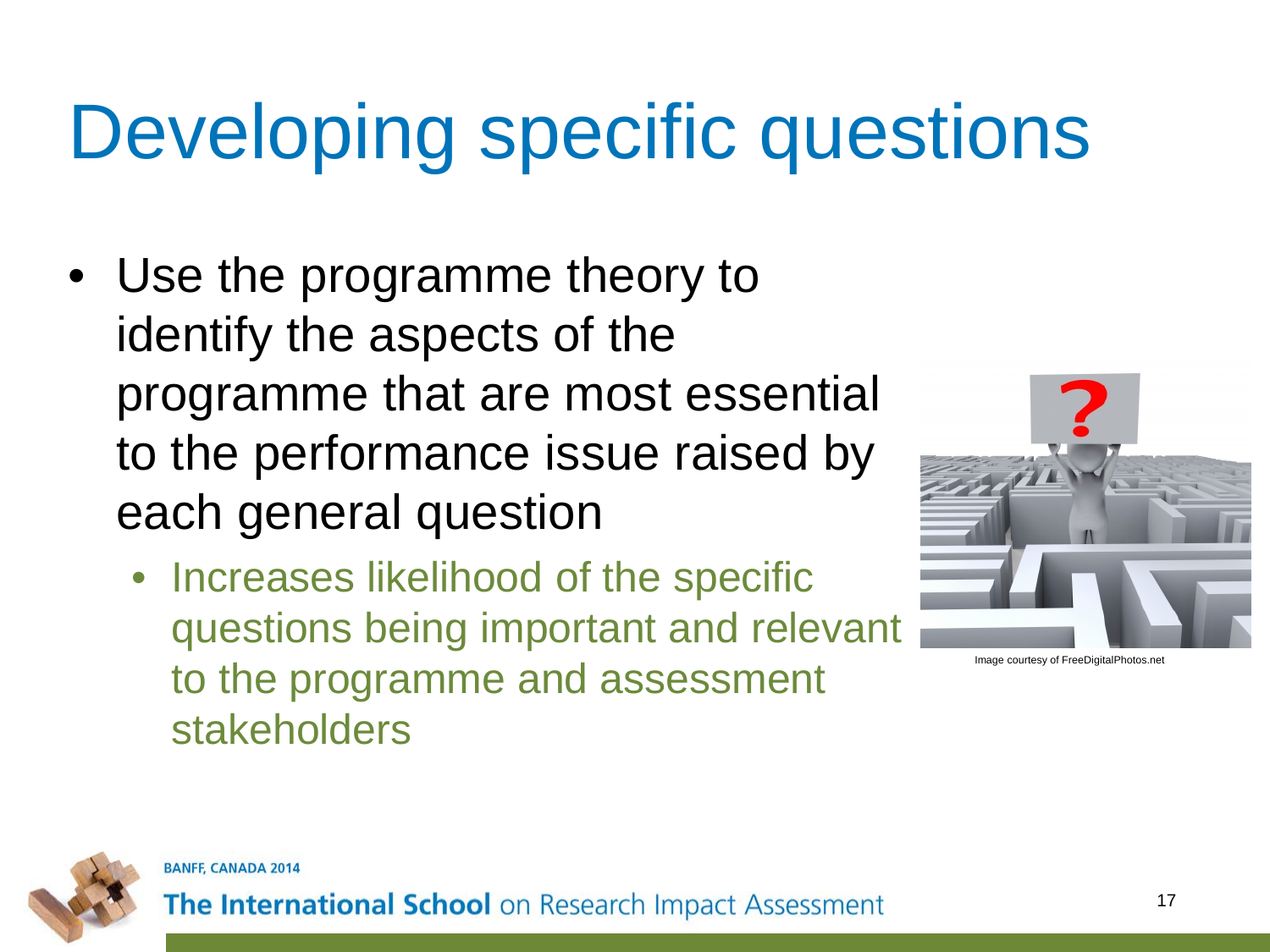# Developing specific questions

- Use the programme theory to identify the aspects of the programme that are most essential to the performance issue raised by each general question
  - Increases likelihood of the specific questions being important and relevant to the programme and assessment stakeholders

Image courtesy of FreeDigitalPhotos.net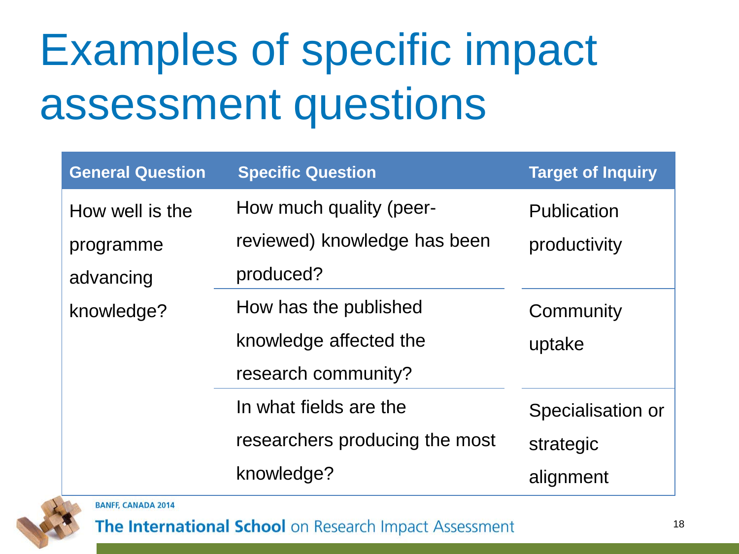# Examples of specific impact assessment questions

| General Question | Specific Question | Target of Inquiry |
| --- | --- | --- |
| How well is the programme advancing knowledge? | How much quality (peer-reviewed) knowledge has been produced? | Publication productivity |
| | How has the published knowledge affected the research community? | Community uptake |
| | In what fields are the researchers producing the most knowledge? | Specialisation or strategic alignment |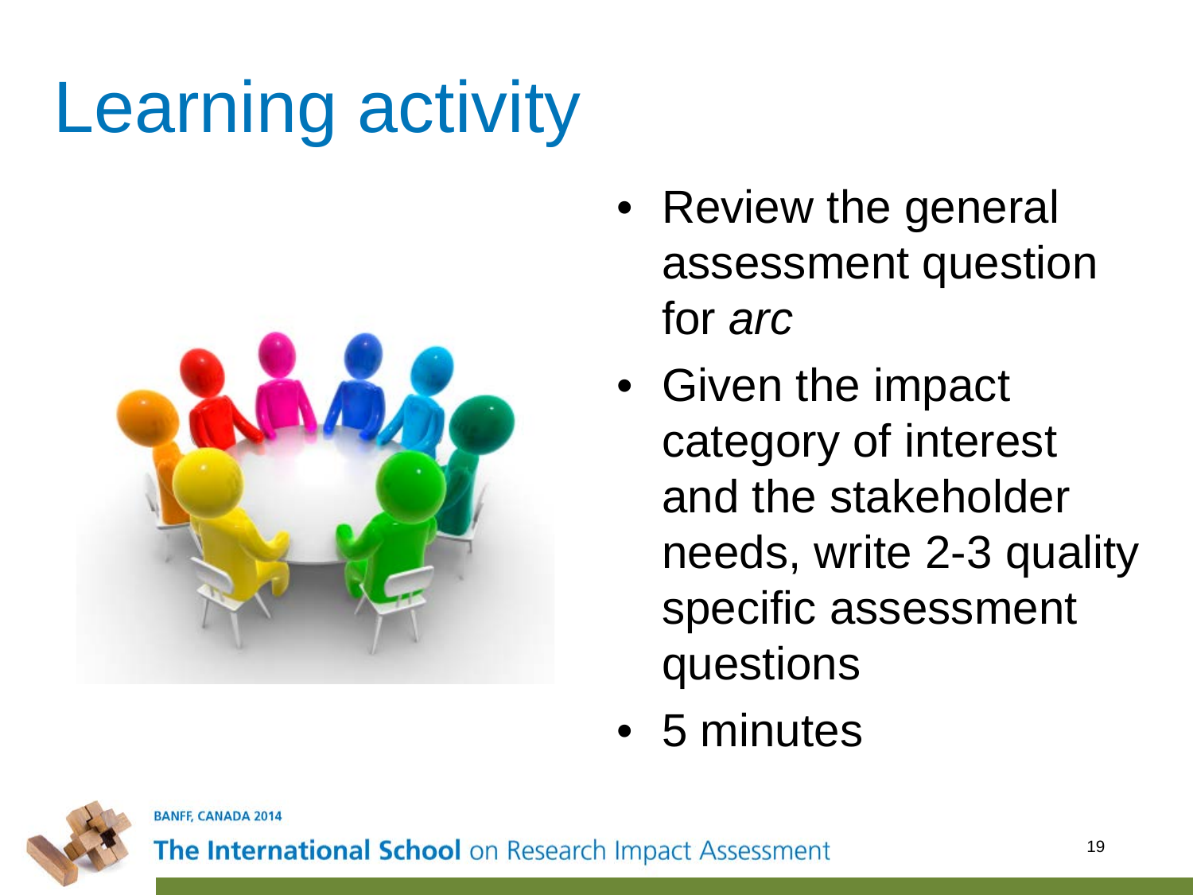# Learning activity

- Review the general assessment question for *arc*
- Given the impact category of interest and the stakeholder needs, write 2-3 quality specific assessment questions
- 5 minutes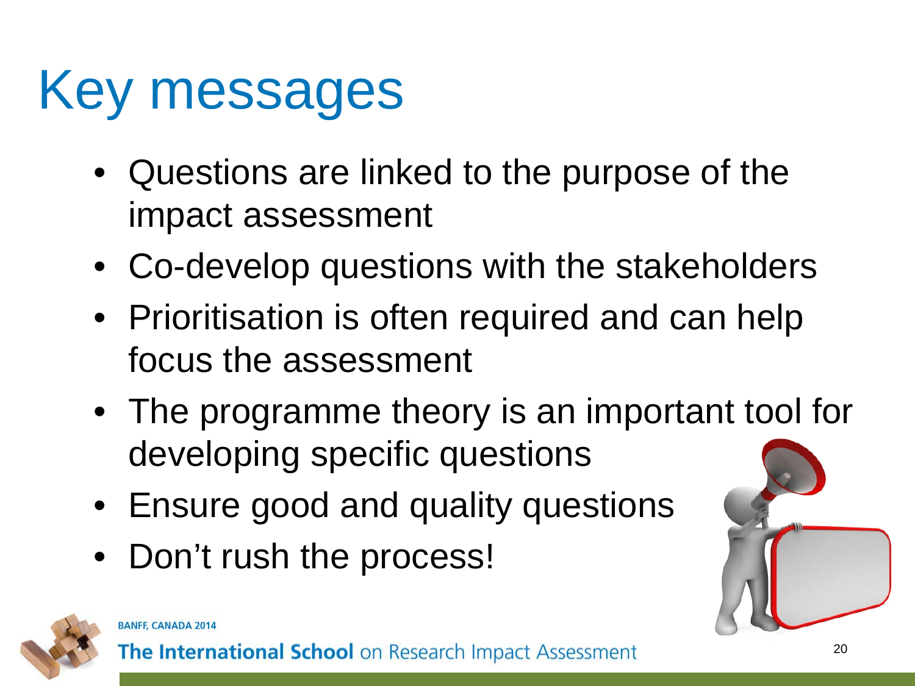# Key messages

- Questions are linked to the purpose of the impact assessment
- Co-develop questions with the stakeholders
- Prioritisation is often required and can help focus the assessment
- The programme theory is an important tool for developing specific questions
- Ensure good and quality questions
- Don’t rush the process!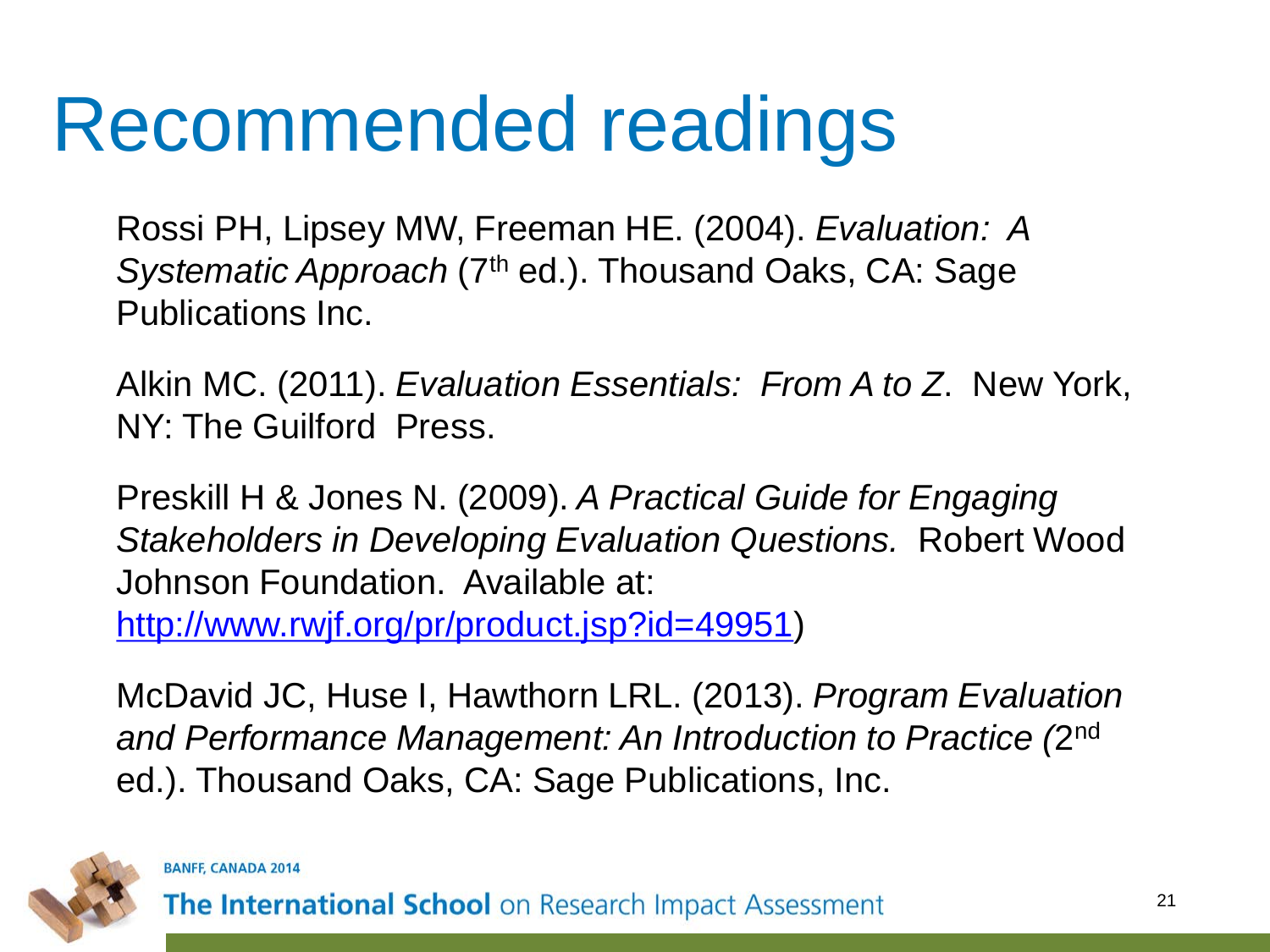# Recommended readings

Rossi PH, Lipsey MW, Freeman HE. (2004). *Evaluation: A Systematic Approach* (7th ed.). Thousand Oaks, CA: Sage Publications Inc.

Alkin MC. (2011). *Evaluation Essentials: From A to Z*. New York, NY: The Guilford Press.

Preskill H & Jones N. (2009). *A Practical Guide for Engaging Stakeholders in Developing Evaluation Questions.* Robert Wood Johnson Foundation. Available at: http://www.rwjf.org/pr/product.jsp?id=49951)

McDavid JC, Huse I, Hawthorn LRL. (2013). *Program Evaluation and Performance Management: An Introduction to Practice (*2nd ed.). Thousand Oaks, CA: Sage Publications, Inc.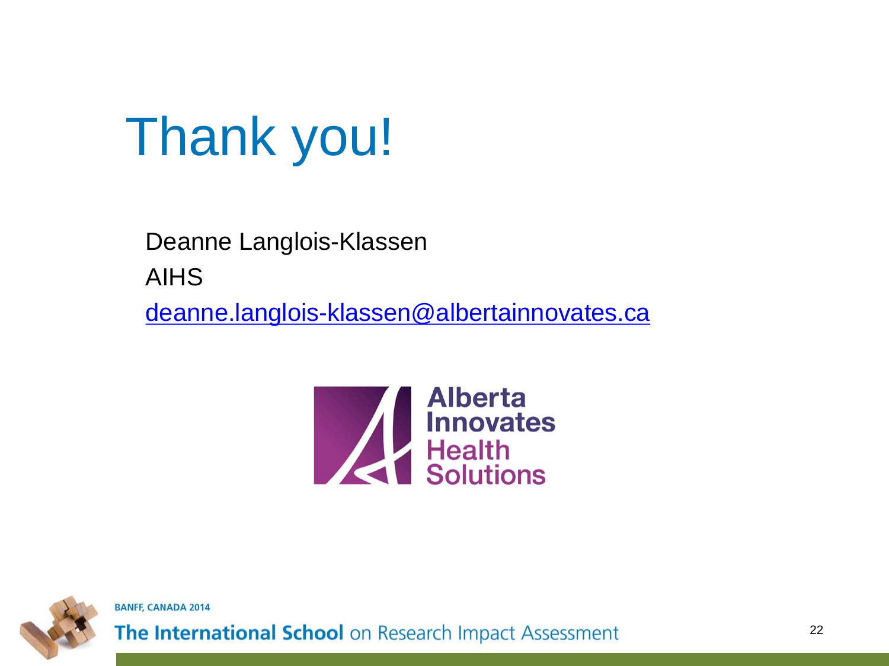# Thank you!

Deanne Langlois-Klassen

AIHS

deanne.langlois-klassen@albertainnovates.ca

Alberta Innovates Health Solutions